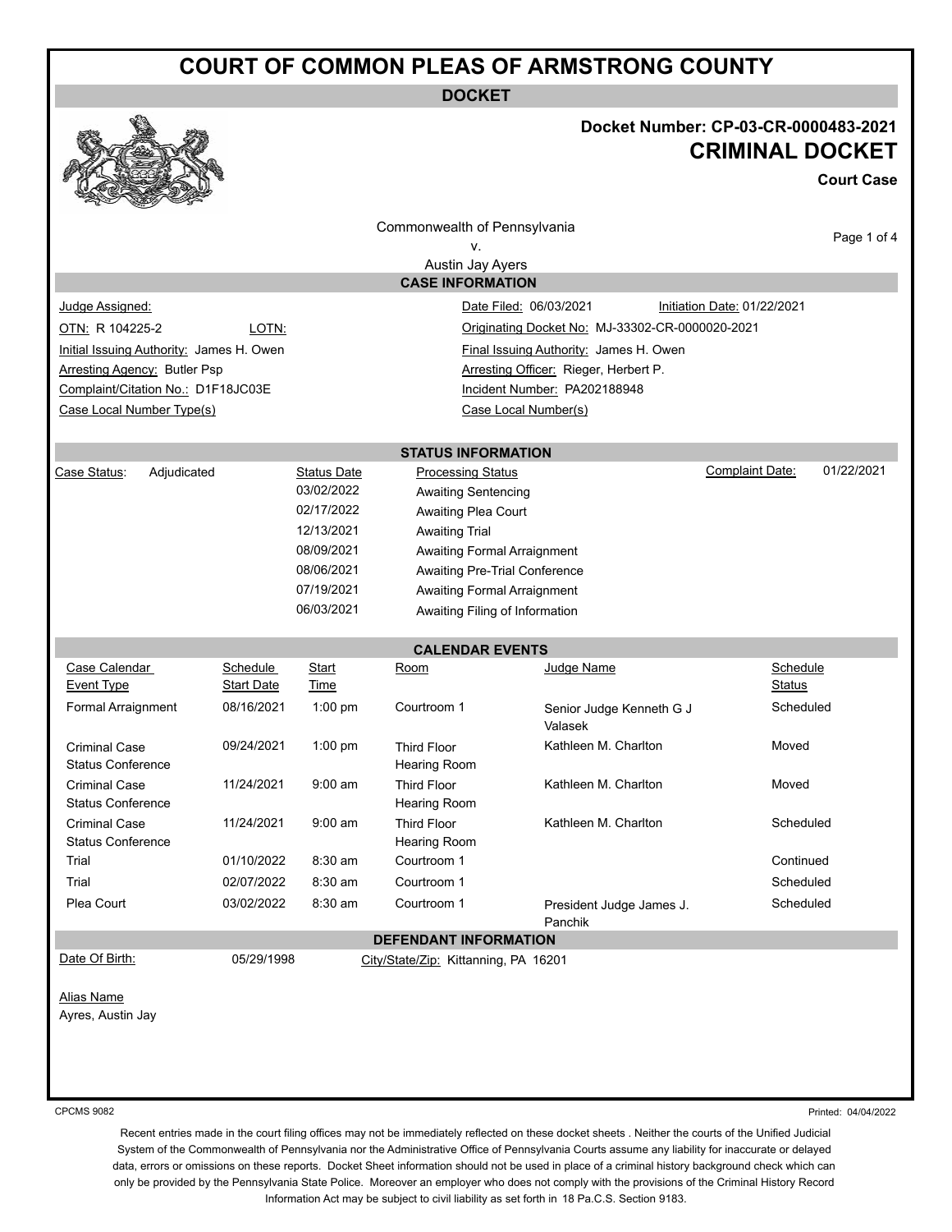# COURT OF COMMON PLEAS OF ARMSTRONG COUNTY

**DOCKET**

**Docket Number: CP-03-CR-0000483-2021**

## CRIMINAL DOCKET

**Court Case**

Commonwealth of Pennsylvania
v.
Austin Jay Ayers

### CASE INFORMATION

| | | | |
|---|---|---|---|
| Judge Assigned: | | Date Filed: 06/03/2021 | Initiation Date: 01/22/2021 |
| OTN: R 104225-2 | LOTN: | Originating Docket No: MJ-33302-CR-0000020-2021 | |
| Initial Issuing Authority: James H. Owen | | Final Issuing Authority: James H. Owen | |
| Arresting Agency: Butler Psp | | Arresting Officer: Rieger, Herbert P. | |
| Complaint/Citation No.: D1F18JC03E | | Incident Number: PA202188948 | |
| Case Local Number Type(s) | | Case Local Number(s) | |

### STATUS INFORMATION

Case Status: Adjudicated

Complaint Date: 01/22/2021

| Status Date | Processing Status |
|---|---|
| 03/02/2022 | Awaiting Sentencing |
| 02/17/2022 | Awaiting Plea Court |
| 12/13/2021 | Awaiting Trial |
| 08/09/2021 | Awaiting Formal Arraignment |
| 08/06/2021 | Awaiting Pre-Trial Conference |
| 07/19/2021 | Awaiting Formal Arraignment |
| 06/03/2021 | Awaiting Filing of Information |

### CALENDAR EVENTS

| Case Calendar Event Type | Schedule Start Date | Start Time | Room | Judge Name | Schedule Status |
|---|---|---|---|---|---|
| Formal Arraignment | 08/16/2021 | 1:00 pm | Courtroom 1 | Senior Judge Kenneth G J Valasek | Scheduled |
| Criminal Case Status Conference | 09/24/2021 | 1:00 pm | Third Floor Hearing Room | Kathleen M. Charlton | Moved |
| Criminal Case Status Conference | 11/24/2021 | 9:00 am | Third Floor Hearing Room | Kathleen M. Charlton | Moved |
| Criminal Case Status Conference | 11/24/2021 | 9:00 am | Third Floor Hearing Room | Kathleen M. Charlton | Scheduled |
| Trial | 01/10/2022 | 8:30 am | Courtroom 1 | | Continued |
| Trial | 02/07/2022 | 8:30 am | Courtroom 1 | | Scheduled |
| Plea Court | 03/02/2022 | 8:30 am | Courtroom 1 | President Judge James J. Panchik | Scheduled |

### DEFENDANT INFORMATION

Date Of Birth: 05/29/1998

City/State/Zip: Kittanning, PA 16201

Alias Name

Ayres, Austin Jay

CPCMS 9082

Printed: 04/04/2022

Recent entries made in the court filing offices may not be immediately reflected on these docket sheets . Neither the courts of the Unified Judicial System of the Commonwealth of Pennsylvania nor the Administrative Office of Pennsylvania Courts assume any liability for inaccurate or delayed data, errors or omissions on these reports. Docket Sheet information should not be used in place of a criminal history background check which can only be provided by the Pennsylvania State Police. Moreover an employer who does not comply with the provisions of the Criminal History Record Information Act may be subject to civil liability as set forth in 18 Pa.C.S. Section 9183.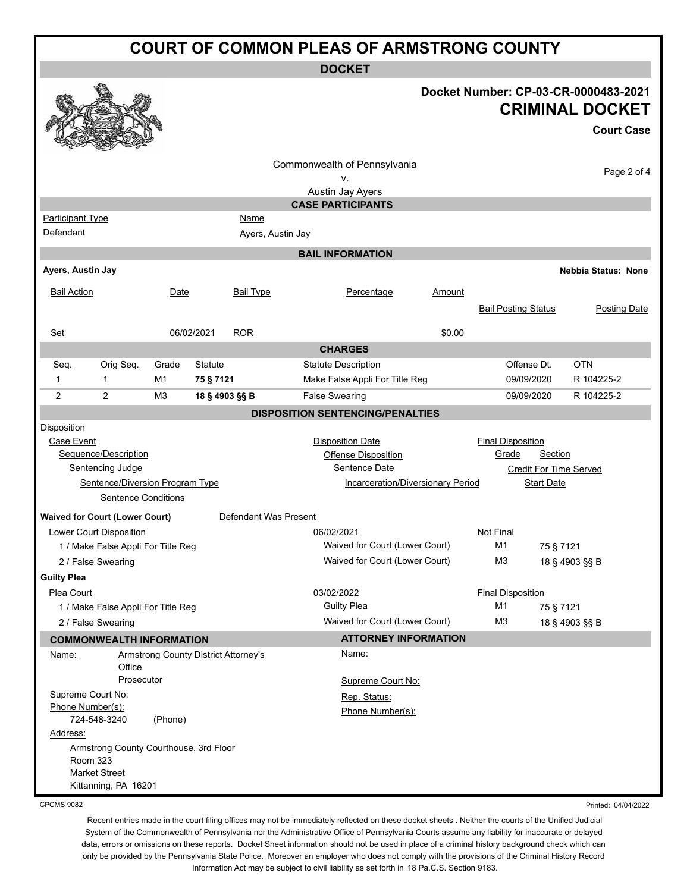# COURT OF COMMON PLEAS OF ARMSTRONG COUNTY

## DOCKET

**Docket Number: CP-03-CR-0000483-2021**

**CRIMINAL DOCKET**

**Court Case**

Commonwealth of Pennsylvania
v.
Austin Jay Ayers

### CASE PARTICIPANTS

| Participant Type | Name |
|---|---|
| Defendant | Ayers, Austin Jay |

### BAIL INFORMATION

**Ayers, Austin Jay** — **Nebbia Status: None**

| Bail Action | Date | Bail Type | Percentage | Amount | Bail Posting Status | Posting Date |
|---|---|---|---|---|---|---|
| Set | 06/02/2021 | ROR | | $0.00 | | |

### CHARGES

| Seq. | Orig Seq. | Grade | Statute | Statute Description | Offense Dt. | OTN |
|---|---|---|---|---|---|---|
| 1 | 1 | M1 | **75 § 7121** | Make False Appli For Title Reg | 09/09/2020 | R 104225-2 |
| 2 | 2 | M3 | **18 § 4903 §§ B** | False Swearing | 09/09/2020 | R 104225-2 |

### DISPOSITION SENTENCING/PENALTIES

Disposition
- Case Event — Disposition Date — Final Disposition
  - Sequence/Description — Offense Disposition — Grade — Section
    - Sentencing Judge — Sentence Date — Credit For Time Served
      - Sentence/Diversion Program Type — Incarceration/Diversionary Period — Start Date
        - Sentence Conditions

**Waived for Court (Lower Court)** — Defendant Was Present

| Case Event / Sequence/Description | Disposition Date / Offense Disposition | Final Disposition / Grade | Section |
|---|---|---|---|
| Lower Court Disposition | 06/02/2021 | Not Final | |
| 1 / Make False Appli For Title Reg | Waived for Court (Lower Court) | M1 | 75 § 7121 |
| 2 / False Swearing | Waived for Court (Lower Court) | M3 | 18 § 4903 §§ B |

**Guilty Plea**

| Case Event / Sequence/Description | Disposition Date / Offense Disposition | Final Disposition / Grade | Section |
|---|---|---|---|
| Plea Court | 03/02/2022 | Final Disposition | |
| 1 / Make False Appli For Title Reg | Guilty Plea | M1 | 75 § 7121 |
| 2 / False Swearing | Waived for Court (Lower Court) | M3 | 18 § 4903 §§ B |

### COMMONWEALTH INFORMATION

Name: Armstrong County District Attorney's Office
Prosecutor

Supreme Court No:

Phone Number(s):
724-548-3240 (Phone)

Address:
Armstrong County Courthouse, 3rd Floor
Room 323
Market Street
Kittanning, PA 16201

### ATTORNEY INFORMATION

Name:

Supreme Court No:

Rep. Status:

Phone Number(s):

CPCMS 9082

Printed: 04/04/2022

Recent entries made in the court filing offices may not be immediately reflected on these docket sheets . Neither the courts of the Unified Judicial System of the Commonwealth of Pennsylvania nor the Administrative Office of Pennsylvania Courts assume any liability for inaccurate or delayed data, errors or omissions on these reports. Docket Sheet information should not be used in place of a criminal history background check which can only be provided by the Pennsylvania State Police. Moreover an employer who does not comply with the provisions of the Criminal History Record Information Act may be subject to civil liability as set forth in 18 Pa.C.S. Section 9183.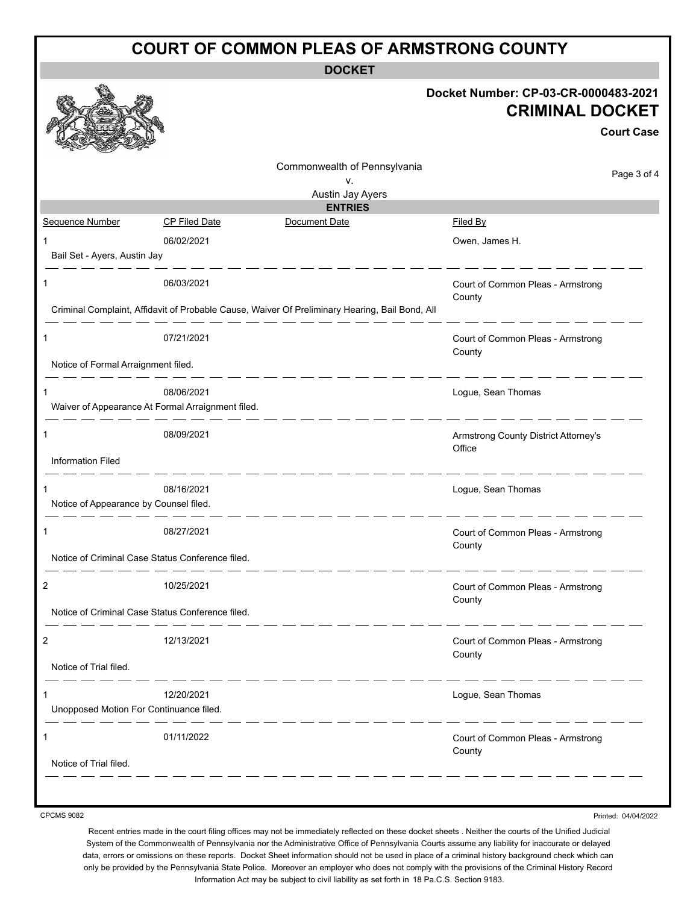# COURT OF COMMON PLEAS OF ARMSTRONG COUNTY

**DOCKET**

**Docket Number: CP-03-CR-0000483-2021**

**CRIMINAL DOCKET**

**Court Case**

Commonwealth of Pennsylvania
v.
Austin Jay Ayers

## ENTRIES

| Sequence Number | CP Filed Date | Document Date | Filed By |
|---|---|---|---|
| 1 | 06/02/2021 | | Owen, James H. |
| Bail Set - Ayers, Austin Jay | | | |
| 1 | 06/03/2021 | | Court of Common Pleas - Armstrong County |
| Criminal Complaint, Affidavit of Probable Cause, Waiver Of Preliminary Hearing, Bail Bond, All | | | |
| 1 | 07/21/2021 | | Court of Common Pleas - Armstrong County |
| Notice of Formal Arraignment filed. | | | |
| 1 | 08/06/2021 | | Logue, Sean Thomas |
| Waiver of Appearance At Formal Arraignment filed. | | | |
| 1 | 08/09/2021 | | Armstrong County District Attorney's Office |
| Information Filed | | | |
| 1 | 08/16/2021 | | Logue, Sean Thomas |
| Notice of Appearance by Counsel filed. | | | |
| 1 | 08/27/2021 | | Court of Common Pleas - Armstrong County |
| Notice of Criminal Case Status Conference filed. | | | |
| 2 | 10/25/2021 | | Court of Common Pleas - Armstrong County |
| Notice of Criminal Case Status Conference filed. | | | |
| 2 | 12/13/2021 | | Court of Common Pleas - Armstrong County |
| Notice of Trial filed. | | | |
| 1 | 12/20/2021 | | Logue, Sean Thomas |
| Unopposed Motion For Continuance filed. | | | |
| 1 | 01/11/2022 | | Court of Common Pleas - Armstrong County |
| Notice of Trial filed. | | | |

CPCMS 9082

Printed: 04/04/2022

Recent entries made in the court filing offices may not be immediately reflected on these docket sheets . Neither the courts of the Unified Judicial System of the Commonwealth of Pennsylvania nor the Administrative Office of Pennsylvania Courts assume any liability for inaccurate or delayed data, errors or omissions on these reports. Docket Sheet information should not be used in place of a criminal history background check which can only be provided by the Pennsylvania State Police. Moreover an employer who does not comply with the provisions of the Criminal History Record Information Act may be subject to civil liability as set forth in 18 Pa.C.S. Section 9183.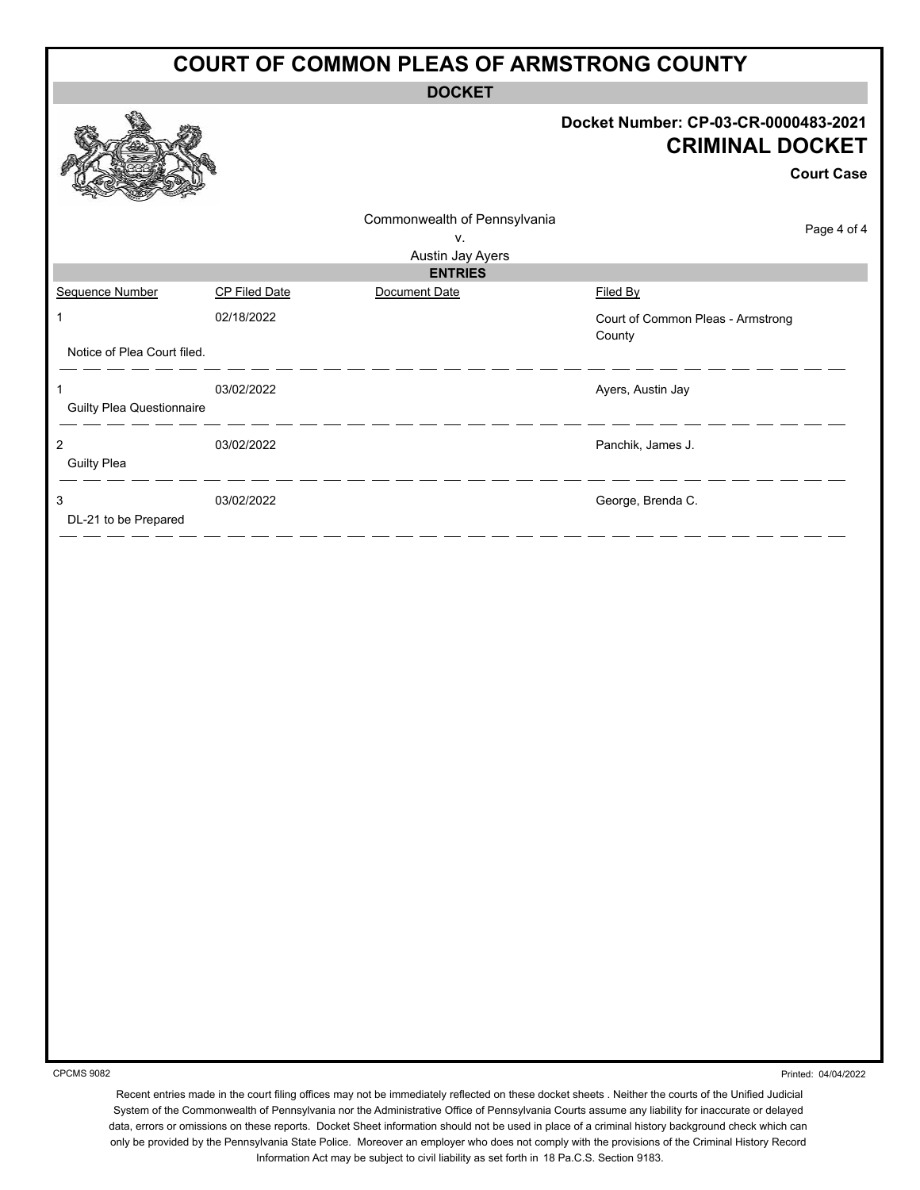# COURT OF COMMON PLEAS OF ARMSTRONG COUNTY

## DOCKET

**Docket Number: CP-03-CR-0000483-2021**

## CRIMINAL DOCKET

**Court Case**

Commonwealth of Pennsylvania
v.
Austin Jay Ayers

### ENTRIES

| Sequence Number | CP Filed Date | Document Date | Filed By |
|---|---|---|---|
| 1 | 02/18/2022 | | Court of Common Pleas - Armstrong County |
| Notice of Plea Court filed. | | | |
| 1 | 03/02/2022 | | Ayers, Austin Jay |
| Guilty Plea Questionnaire | | | |
| 2 | 03/02/2022 | | Panchik, James J. |
| Guilty Plea | | | |
| 3 | 03/02/2022 | | George, Brenda C. |
| DL-21 to be Prepared | | | |

CPCMS 9082

Printed: 04/04/2022

Recent entries made in the court filing offices may not be immediately reflected on these docket sheets . Neither the courts of the Unified Judicial System of the Commonwealth of Pennsylvania nor the Administrative Office of Pennsylvania Courts assume any liability for inaccurate or delayed data, errors or omissions on these reports. Docket Sheet information should not be used in place of a criminal history background check which can only be provided by the Pennsylvania State Police. Moreover an employer who does not comply with the provisions of the Criminal History Record Information Act may be subject to civil liability as set forth in 18 Pa.C.S. Section 9183.